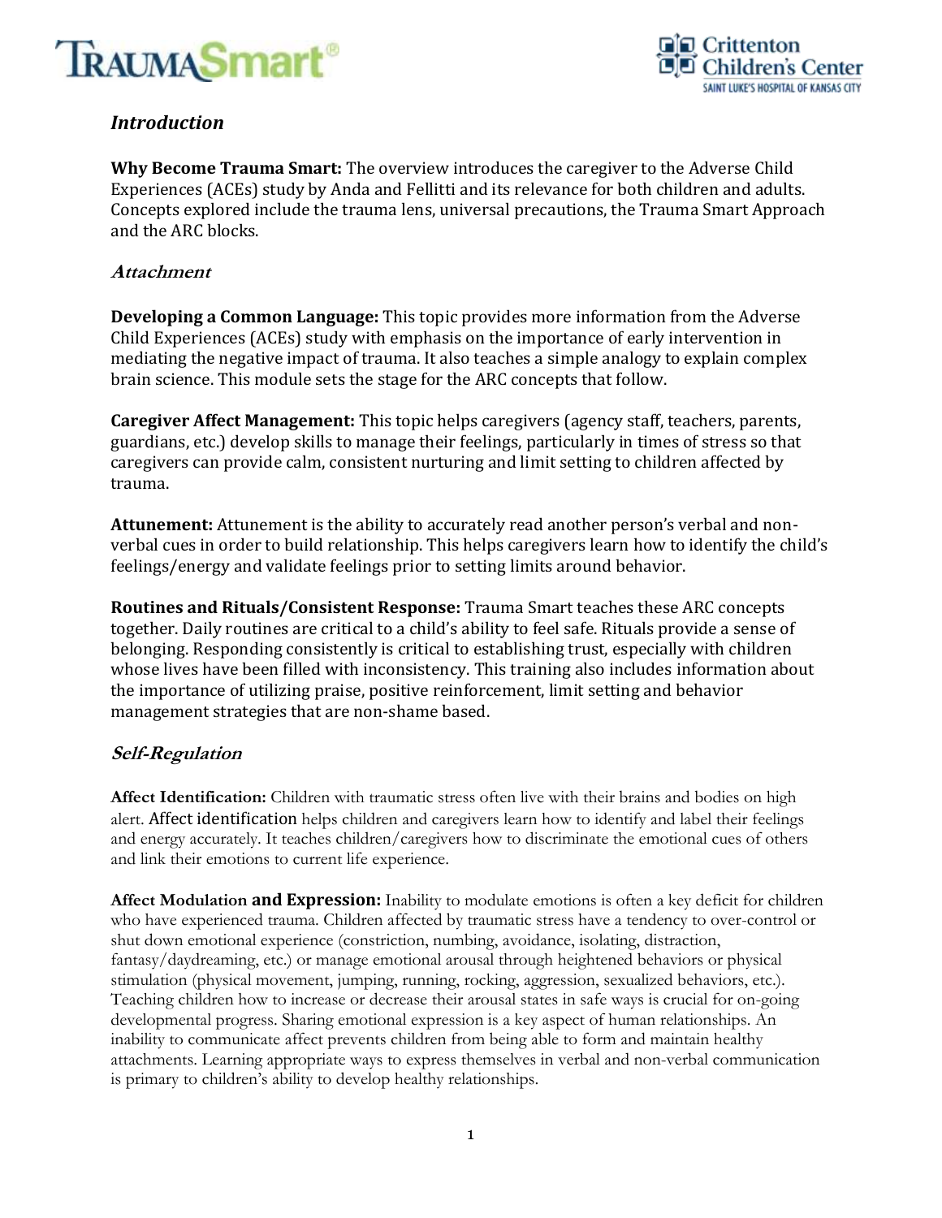## Introduction

**Why Become Trauma Smart:** The overview introduces the caregiver to the Adverse Child Experiences (ACEs) study by Anda and Fellitti and its relevance for both children and adults. Concepts explored include the trauma lens, universal precautions, the Trauma Smart Approach and the ARC blocks.

### Attachment

**Developing a Common Language:** This topic provides more information from the Adverse Child Experiences (ACEs) study with emphasis on the importance of early intervention in mediating the negative impact of trauma. It also teaches a simple analogy to explain complex brain science. This module sets the stage for the ARC concepts that follow.

**Caregiver Affect Management:** This topic helps caregivers (agency staff, teachers, parents, guardians, etc.) develop skills to manage their feelings, particularly in times of stress so that caregivers can provide calm, consistent nurturing and limit setting to children affected by trauma.

**Attunement:** Attunement is the ability to accurately read another person's verbal and non-verbal cues in order to build relationship. This helps caregivers learn how to identify the child's feelings/energy and validate feelings prior to setting limits around behavior.

**Routines and Rituals/Consistent Response:** Trauma Smart teaches these ARC concepts together. Daily routines are critical to a child's ability to feel safe. Rituals provide a sense of belonging. Responding consistently is critical to establishing trust, especially with children whose lives have been filled with inconsistency. This training also includes information about the importance of utilizing praise, positive reinforcement, limit setting and behavior management strategies that are non-shame based.

### Self-Regulation

**Affect Identification:** Children with traumatic stress often live with their brains and bodies on high alert. Affect identification helps children and caregivers learn how to identify and label their feelings and energy accurately. It teaches children/caregivers how to discriminate the emotional cues of others and link their emotions to current life experience.

**Affect Modulation and Expression:** Inability to modulate emotions is often a key deficit for children who have experienced trauma. Children affected by traumatic stress have a tendency to over-control or shut down emotional experience (constriction, numbing, avoidance, isolating, distraction, fantasy/daydreaming, etc.) or manage emotional arousal through heightened behaviors or physical stimulation (physical movement, jumping, running, rocking, aggression, sexualized behaviors, etc.). Teaching children how to increase or decrease their arousal states in safe ways is crucial for on-going developmental progress. Sharing emotional expression is a key aspect of human relationships. An inability to communicate affect prevents children from being able to form and maintain healthy attachments. Learning appropriate ways to express themselves in verbal and non-verbal communication is primary to children's ability to develop healthy relationships.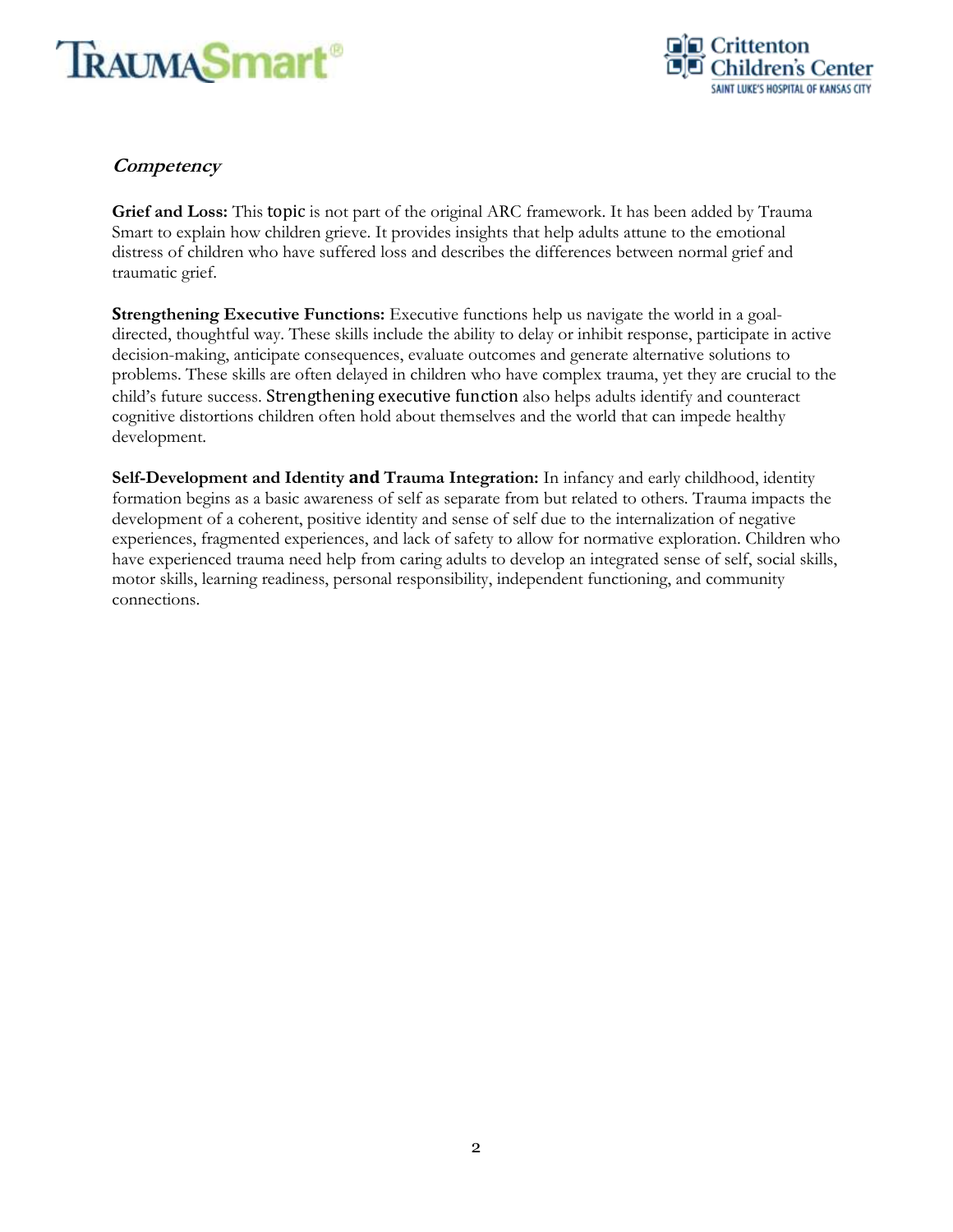### *Competency*

**Grief and Loss:** This topic is not part of the original ARC framework. It has been added by Trauma Smart to explain how children grieve. It provides insights that help adults attune to the emotional distress of children who have suffered loss and describes the differences between normal grief and traumatic grief.

**Strengthening Executive Functions:** Executive functions help us navigate the world in a goal-directed, thoughtful way. These skills include the ability to delay or inhibit response, participate in active decision-making, anticipate consequences, evaluate outcomes and generate alternative solutions to problems. These skills are often delayed in children who have complex trauma, yet they are crucial to the child's future success. Strengthening executive function also helps adults identify and counteract cognitive distortions children often hold about themselves and the world that can impede healthy development.

**Self-Development and Identity and Trauma Integration:** In infancy and early childhood, identity formation begins as a basic awareness of self as separate from but related to others. Trauma impacts the development of a coherent, positive identity and sense of self due to the internalization of negative experiences, fragmented experiences, and lack of safety to allow for normative exploration. Children who have experienced trauma need help from caring adults to develop an integrated sense of self, social skills, motor skills, learning readiness, personal responsibility, independent functioning, and community connections.